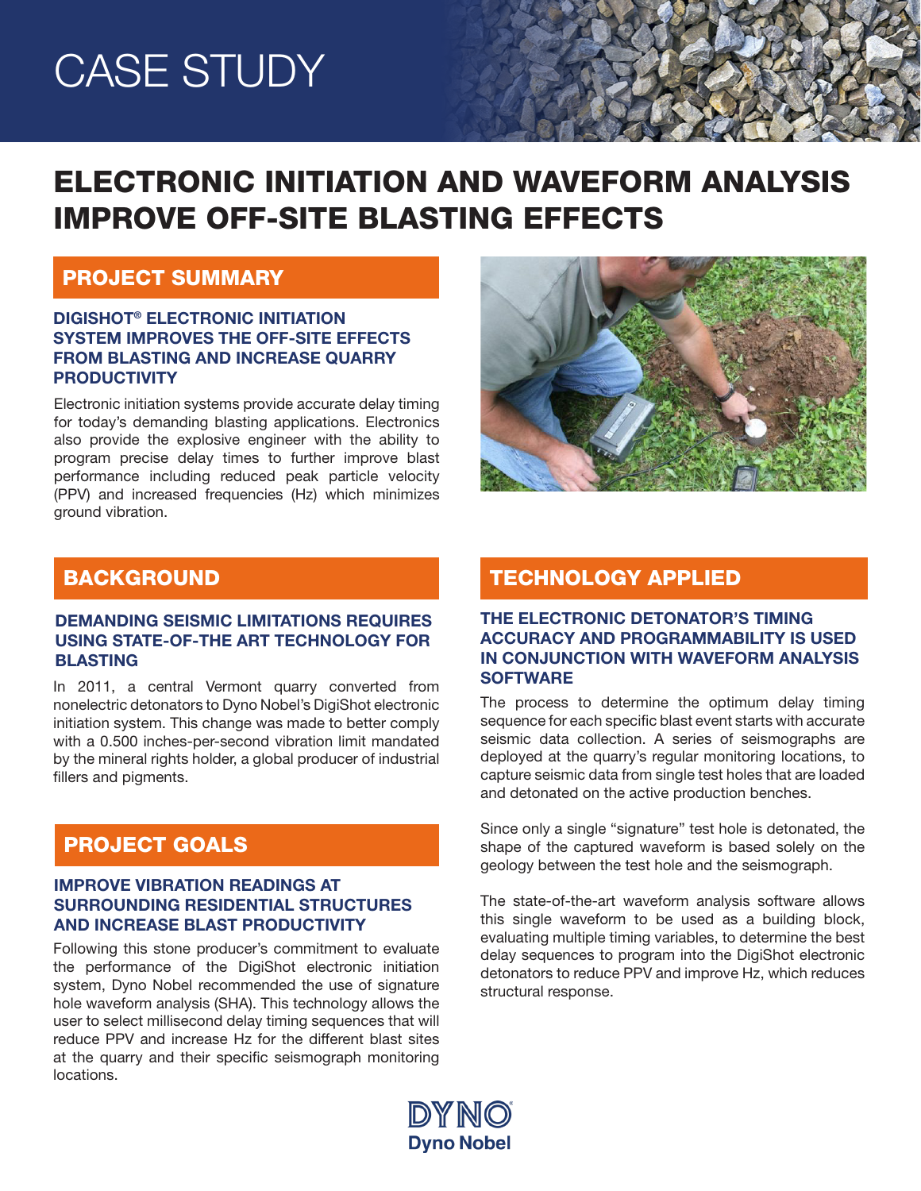# CASE STUDY

# ELECTRONIC INITIATION AND WAVEFORM ANALYSIS IMPROVE OFF-SITE BLASTING EFFECTS

## PROJECT SUMMARY

### DIGISHOT® ELECTRONIC INITIATION SYSTEM IMPROVES THE OFF-SITE EFFECTS FROM BLASTING AND INCREASE QUARRY PRODUCTIVITY

Electronic initiation systems provide accurate delay timing for today's demanding blasting applications. Electronics also provide the explosive engineer with the ability to program precise delay times to further improve blast performance including reduced peak particle velocity (PPV) and increased frequencies (Hz) which minimizes ground vibration.

## BACKGROUND

### DEMANDING SEISMIC LIMITATIONS REQUIRES USING STATE-OF-THE ART TECHNOLOGY FOR BLASTING

In 2011, a central Vermont quarry converted from nonelectric detonators to Dyno Nobel's DigiShot electronic initiation system. This change was made to better comply with a 0.500 inches-per-second vibration limit mandated by the mineral rights holder, a global producer of industrial fillers and pigments.

## PROJECT GOALS

### IMPROVE VIBRATION READINGS AT SURROUNDING RESIDENTIAL STRUCTURES AND INCREASE BLAST PRODUCTIVITY

Following this stone producer's commitment to evaluate the performance of the DigiShot electronic initiation system, Dyno Nobel recommended the use of signature hole waveform analysis (SHA). This technology allows the user to select millisecond delay timing sequences that will reduce PPV and increase Hz for the different blast sites at the quarry and their specific seismograph monitoring locations.

## TECHNOLOGY APPLIED

### THE ELECTRONIC DETONATOR'S TIMING ACCURACY AND PROGRAMMABILITY IS USED IN CONJUNCTION WITH WAVEFORM ANALYSIS SOFTWARE

The process to determine the optimum delay timing sequence for each specific blast event starts with accurate seismic data collection. A series of seismographs are deployed at the quarry's regular monitoring locations, to capture seismic data from single test holes that are loaded and detonated on the active production benches.

Since only a single "signature" test hole is detonated, the shape of the captured waveform is based solely on the geology between the test hole and the seismograph.

The state-of-the-art waveform analysis software allows this single waveform to be used as a building block, evaluating multiple timing variables, to determine the best delay sequences to program into the DigiShot electronic detonators to reduce PPV and improve Hz, which reduces structural response.

DYNO
Dyno Nobel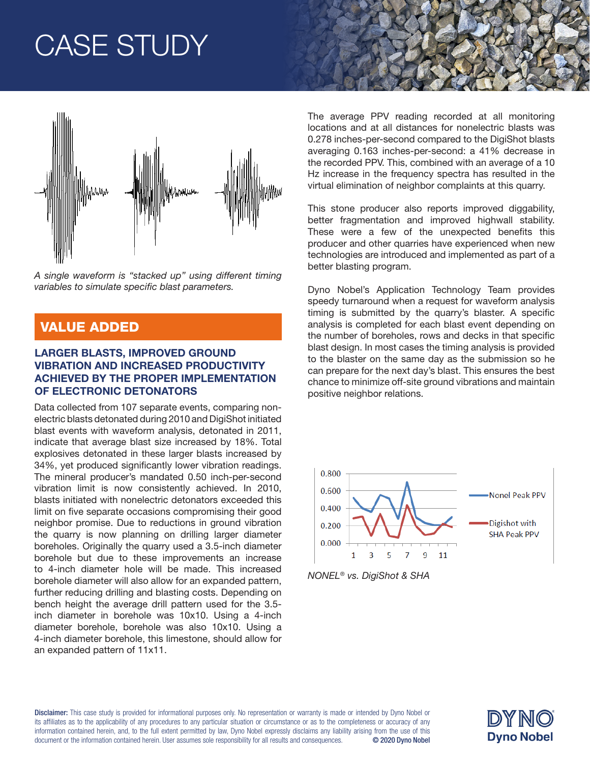# CASE STUDY

*A single waveform is "stacked up" using different timing variables to simulate specific blast parameters.*

## VALUE ADDED

### LARGER BLASTS, IMPROVED GROUND VIBRATION AND INCREASED PRODUCTIVITY ACHIEVED BY THE PROPER IMPLEMENTATION OF ELECTRONIC DETONATORS

Data collected from 107 separate events, comparing non-electric blasts detonated during 2010 and DigiShot initiated blast events with waveform analysis, detonated in 2011, indicate that average blast size increased by 18%. Total explosives detonated in these larger blasts increased by 34%, yet produced significantly lower vibration readings. The mineral producer's mandated 0.50 inch-per-second vibration limit is now consistently achieved. In 2010, blasts initiated with nonelectric detonators exceeded this limit on five separate occasions compromising their good neighbor promise. Due to reductions in ground vibration the quarry is now planning on drilling larger diameter boreholes. Originally the quarry used a 3.5-inch diameter borehole but due to these improvements an increase to 4-inch diameter hole will be made. This increased borehole diameter will also allow for an expanded pattern, further reducing drilling and blasting costs. Depending on bench height the average drill pattern used for the 3.5-inch diameter in borehole was 10x10. Using a 4-inch diameter borehole, borehole was also 10x10. Using a 4-inch diameter borehole, this limestone, should allow for an expanded pattern of 11x11.

The average PPV reading recorded at all monitoring locations and at all distances for nonelectric blasts was 0.278 inches-per-second compared to the DigiShot blasts averaging 0.163 inches-per-second: a 41% decrease in the recorded PPV. This, combined with an average of a 10 Hz increase in the frequency spectra has resulted in the virtual elimination of neighbor complaints at this quarry.

This stone producer also reports improved diggability, better fragmentation and improved highwall stability. These were a few of the unexpected benefits this producer and other quarries have experienced when new technologies are introduced and implemented as part of a better blasting program.

Dyno Nobel's Application Technology Team provides speedy turnaround when a request for waveform analysis timing is submitted by the quarry's blaster. A specific analysis is completed for each blast event depending on the number of boreholes, rows and decks in that specific blast design. In most cases the timing analysis is provided to the blaster on the same day as the submission so he can prepare for the next day's blast. This ensures the best chance to minimize off-site ground vibrations and maintain positive neighbor relations.

0.800
0.600
0.400
0.200
0.000
1 3 5 7 9 11
Nonel Peak PPV
Digishot with SHA Peak PPV

*NONEL® vs. DigiShot & SHA*

**Disclaimer:** This case study is provided for informational purposes only. No representation or warranty is made or intended by Dyno Nobel or its affiliates as to the applicability of any procedures to any particular situation or circumstance or as to the completeness or accuracy of any information contained herein, and, to the full extent permitted by law, Dyno Nobel expressly disclaims any liability arising from the use of this document or the information contained herein. User assumes sole responsibility for all results and consequences. **© 2020 Dyno Nobel**

DYNO
Dyno Nobel